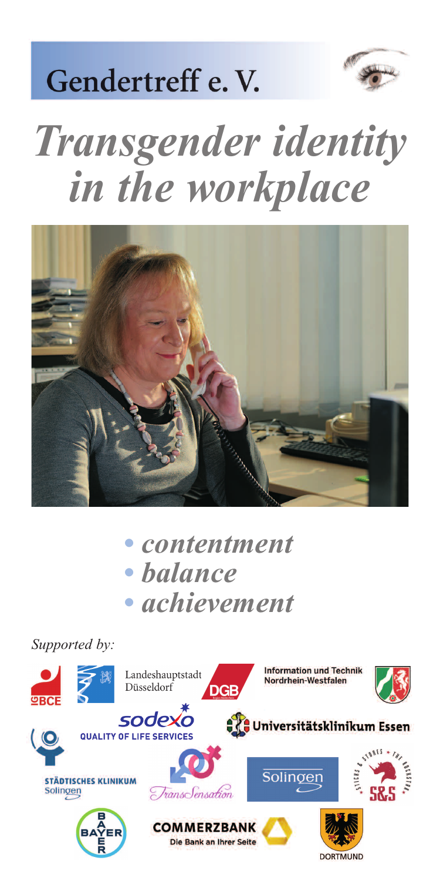# Gendertreff e. V.

# *Transgender identity in the workplace*

- *contentment*
- *balance*
- *achievement*

*Supported by:*

IGBCE

Landeshauptstadt Düsseldorf

DGB

Information und Technik Nordrhein-Westfalen

sodexo QUALITY OF LIFE SERVICES

Universitätsklinikum Essen

STÄDTISCHES KLINIKUM Solingen

TransSensation

Solingen

STICKS & STONES THE ROCKSTAR S&S

BAYER

COMMERZBANK Die Bank an Ihrer Seite

DORTMUND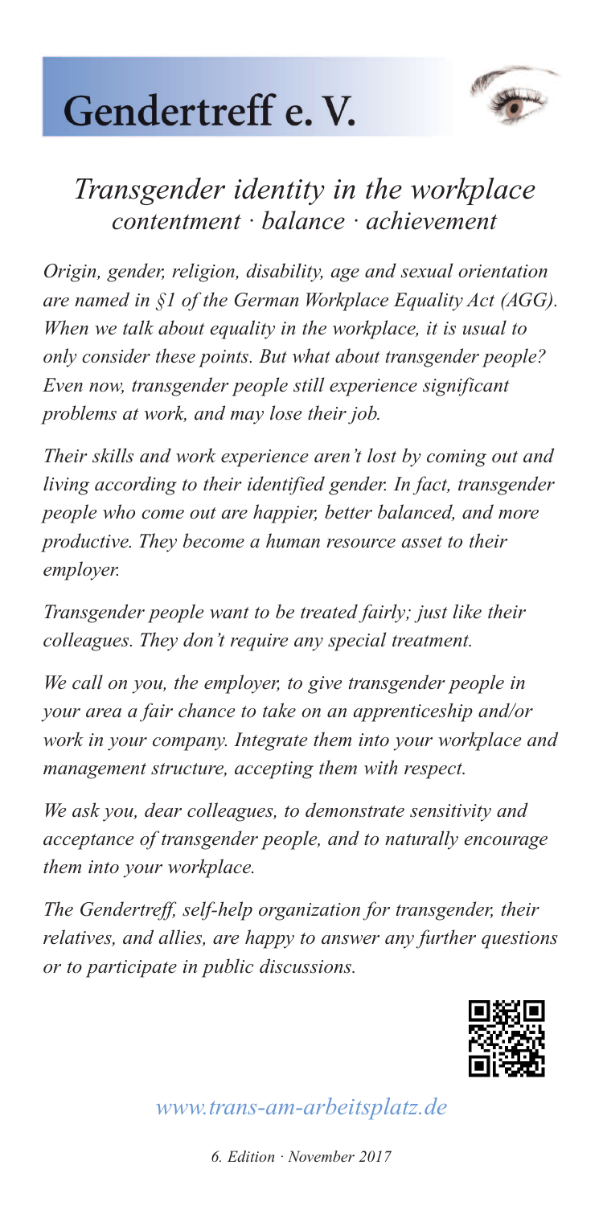# Gendertreff e. V.

## *Transgender identity in the workplace*
*contentment · balance · achievement*

*Origin, gender, religion, disability, age and sexual orientation are named in §1 of the German Workplace Equality Act (AGG). When we talk about equality in the workplace, it is usual to only consider these points. But what about transgender people? Even now, transgender people still experience significant problems at work, and may lose their job.*

*Their skills and work experience aren't lost by coming out and living according to their identified gender. In fact, transgender people who come out are happier, better balanced, and more productive. They become a human resource asset to their employer.*

*Transgender people want to be treated fairly; just like their colleagues. They don't require any special treatment.*

*We call on you, the employer, to give transgender people in your area a fair chance to take on an apprenticeship and/or work in your company. Integrate them into your workplace and management structure, accepting them with respect.*

*We ask you, dear colleagues, to demonstrate sensitivity and acceptance of transgender people, and to naturally encourage them into your workplace.*

*The Gendertreff, self-help organization for transgender, their relatives, and allies, are happy to answer any further questions or to participate in public discussions.*

*www.trans-am-arbeitsplatz.de*

*6. Edition · November 2017*